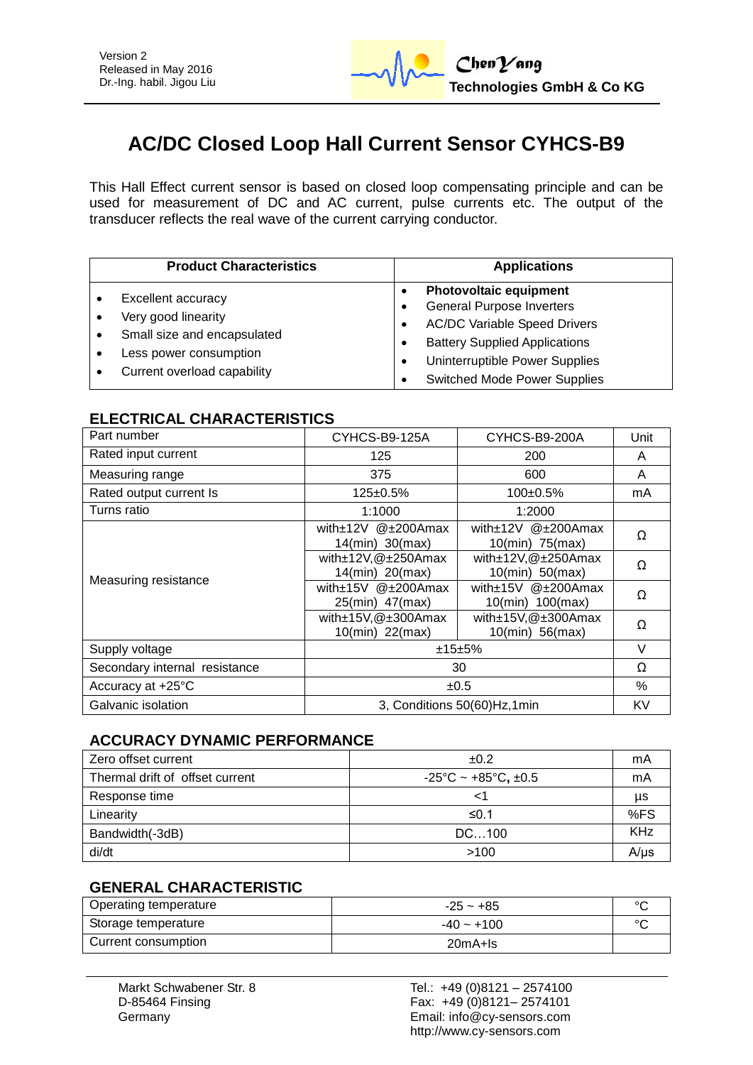Version 2
Released in May 2016
Dr.-Ing. habil. Jigou Liu

ChenYang
Technologies GmbH & Co KG

# AC/DC Closed Loop Hall Current Sensor CYHCS-B9

This Hall Effect current sensor is based on closed loop compensating principle and can be used for measurement of DC and AC current, pulse currents etc. The output of the transducer reflects the real wave of the current carrying conductor.

| Product Characteristics | Applications |
|---|---|
| • Excellent accuracy<br>• Very good linearity<br>• Small size and encapsulated<br>• Less power consumption<br>• Current overload capability | • **Photovoltaic equipment**<br>• General Purpose Inverters<br>• AC/DC Variable Speed Drivers<br>• Battery Supplied Applications<br>• Uninterruptible Power Supplies<br>• Switched Mode Power Supplies |

## ELECTRICAL CHARACTERISTICS

| Part number | CYHCS-B9-125A | CYHCS-B9-200A | Unit |
|---|---|---|---|
| Rated input current | 125 | 200 | A |
| Measuring range | 375 | 600 | A |
| Rated output current Is | 125±0.5% | 100±0.5% | mA |
| Turns ratio | 1:1000 | 1:2000 | |
| Measuring resistance | with±12V @±200Amax 14(min) 30(max) | with±12V @±200Amax 10(min) 75(max) | Ω |
| | with±12V,@±250Amax 14(min) 20(max) | with±12V,@±250Amax 10(min) 50(max) | Ω |
| | with±15V @±200Amax 25(min) 47(max) | with±15V @±200Amax 10(min) 100(max) | Ω |
| | with±15V,@±300Amax 10(min) 22(max) | with±15V,@±300Amax 10(min) 56(max) | Ω |
| Supply voltage | ±15±5% | | V |
| Secondary internal resistance | 30 | | Ω |
| Accuracy at +25°C | ±0.5 | | % |
| Galvanic isolation | 3, Conditions 50(60)Hz,1min | | KV |

## ACCURACY DYNAMIC PERFORMANCE

| Zero offset current | ±0.2 | mA |
|---|---|---|
| Thermal drift of offset current | -25°C ~ +85°C, ±0.5 | mA |
| Response time | <1 | µs |
| Linearity | ≤0.1 | %FS |
| Bandwidth(-3dB) | DC…100 | KHz |
| di/dt | >100 | A/µs |

## GENERAL CHARACTERISTIC

| Operating temperature | -25 ~ +85 | °C |
|---|---|---|
| Storage temperature | -40 ~ +100 | °C |
| Current consumption | 20mA+Is | |

Markt Schwabener Str. 8
D-85464 Finsing
Germany

Tel.: +49 (0)8121 – 2574100
Fax: +49 (0)8121– 2574101
Email: info@cy-sensors.com
http://www.cy-sensors.com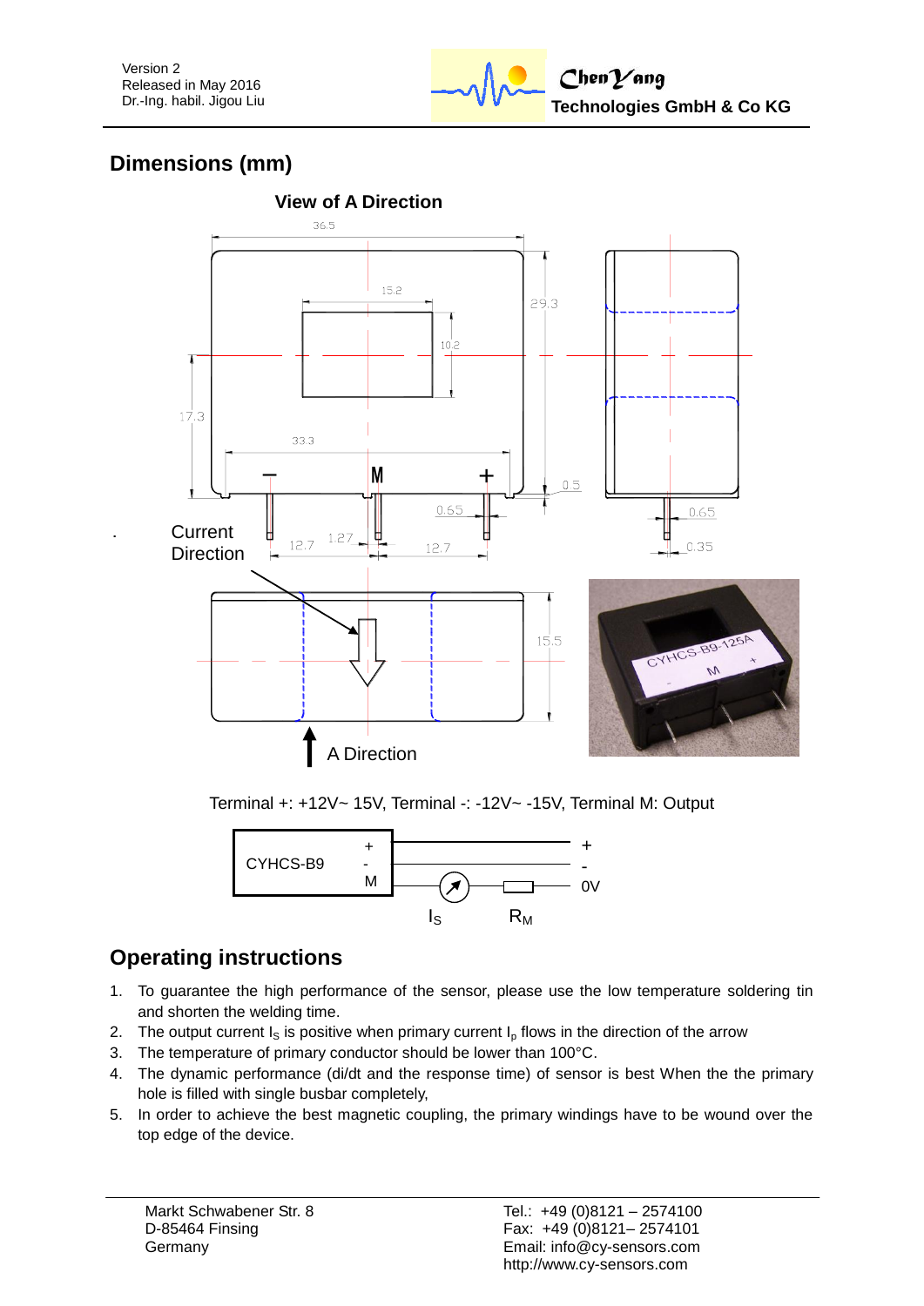## Dimensions (mm)

### View of A Direction

36.5

15.2

29.3

10.2

17.3

33.3

− M +

0.5

0.65

0.65

Current Direction

12.7 1.27 12.7

0.35

15.5

A Direction

CYHCS-B9-125A

Terminal +: +12V~ 15V, Terminal -: -12V~ -15V, Terminal M: Output

CYHCS-B9

+
-
M

+
-
0V

$I_S$ $R_M$

## Operating instructions

1. To guarantee the high performance of the sensor, please use the low temperature soldering tin and shorten the welding time.
2. The output current $I_S$ is positive when primary current $I_p$ flows in the direction of the arrow
3. The temperature of primary conductor should be lower than 100°C.
4. The dynamic performance (di/dt and the response time) of sensor is best When the the primary hole is filled with single busbar completely,
5. In order to achieve the best magnetic coupling, the primary windings have to be wound over the top edge of the device.

Markt Schwabener Str. 8
D-85464 Finsing
Germany

Tel.: +49 (0)8121 – 2574100
Fax: +49 (0)8121– 2574101
Email: info@cy-sensors.com
http://www.cy-sensors.com